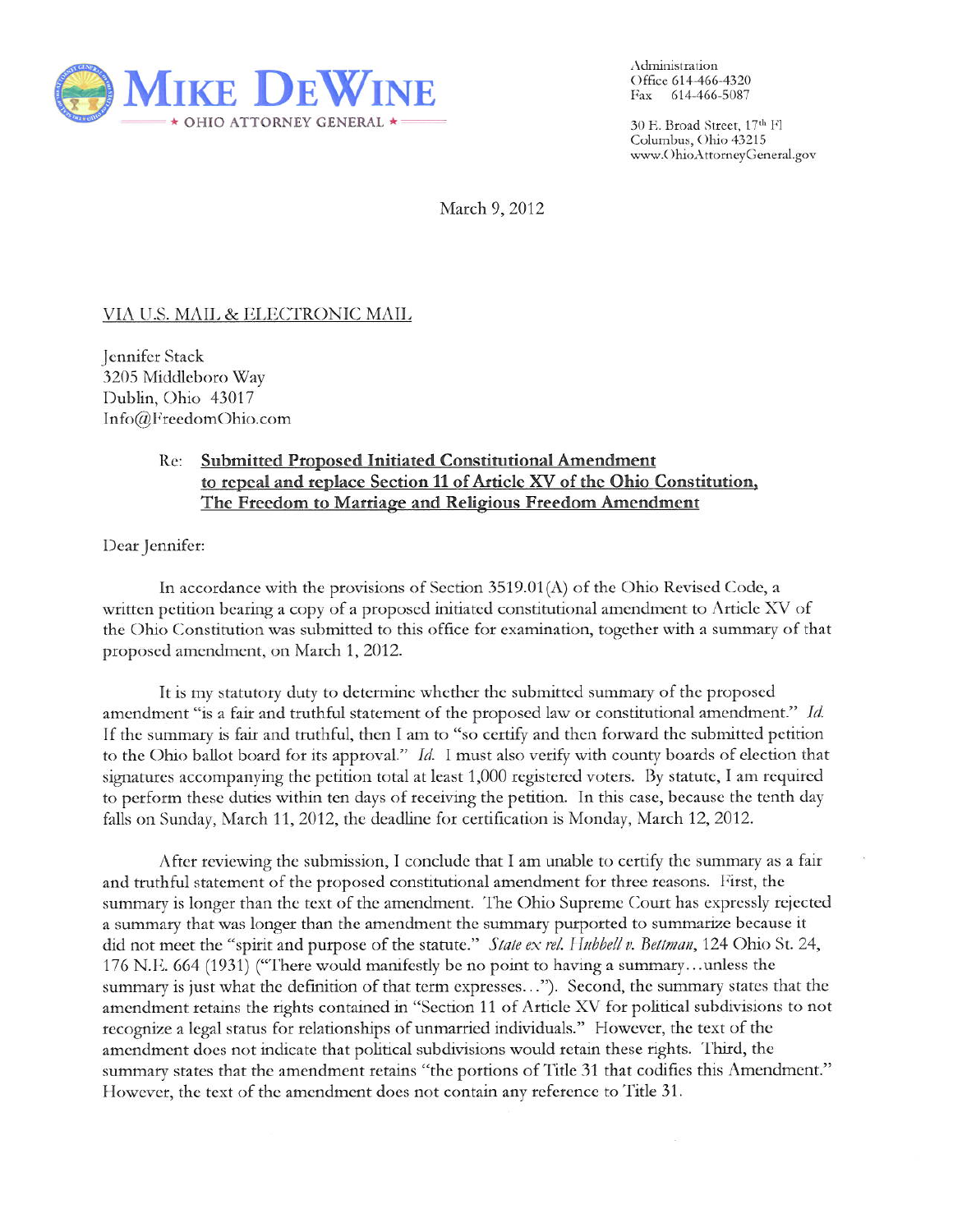# MIKE DEWINE

★ OHIO ATTORNEY GENERAL ★

Administration
Office 614-466-4320
Fax 614-466-5087

30 E. Broad Street, 17th Fl
Columbus, Ohio 43215
www.OhioAttorneyGeneral.gov

March 9, 2012

VIA U.S. MAIL & ELECTRONIC MAIL

Jennifer Stack
3205 Middleboro Way
Dublin, Ohio 43017
Info@FreedomOhio.com

Re: **Submitted Proposed Initiated Constitutional Amendment to repeal and replace Section 11 of Article XV of the Ohio Constitution, The Freedom to Marriage and Religious Freedom Amendment**

Dear Jennifer:

In accordance with the provisions of Section 3519.01(A) of the Ohio Revised Code, a written petition bearing a copy of a proposed initiated constitutional amendment to Article XV of the Ohio Constitution was submitted to this office for examination, together with a summary of that proposed amendment, on March 1, 2012.

It is my statutory duty to determine whether the submitted summary of the proposed amendment "is a fair and truthful statement of the proposed law or constitutional amendment." *Id.* If the summary is fair and truthful, then I am to "so certify and then forward the submitted petition to the Ohio ballot board for its approval." *Id.* I must also verify with county boards of election that signatures accompanying the petition total at least 1,000 registered voters. By statute, I am required to perform these duties within ten days of receiving the petition. In this case, because the tenth day falls on Sunday, March 11, 2012, the deadline for certification is Monday, March 12, 2012.

After reviewing the submission, I conclude that I am unable to certify the summary as a fair and truthful statement of the proposed constitutional amendment for three reasons. First, the summary is longer than the text of the amendment. The Ohio Supreme Court has expressly rejected a summary that was longer than the amendment the summary purported to summarize because it did not meet the "spirit and purpose of the statute." *State ex rel. Hubbell v. Bettman*, 124 Ohio St. 24, 176 N.E. 664 (1931) ("There would manifestly be no point to having a summary…unless the summary is just what the definition of that term expresses…"). Second, the summary states that the amendment retains the rights contained in "Section 11 of Article XV for political subdivisions to not recognize a legal status for relationships of unmarried individuals." However, the text of the amendment does not indicate that political subdivisions would retain these rights. Third, the summary states that the amendment retains "the portions of Title 31 that codifies this Amendment." However, the text of the amendment does not contain any reference to Title 31.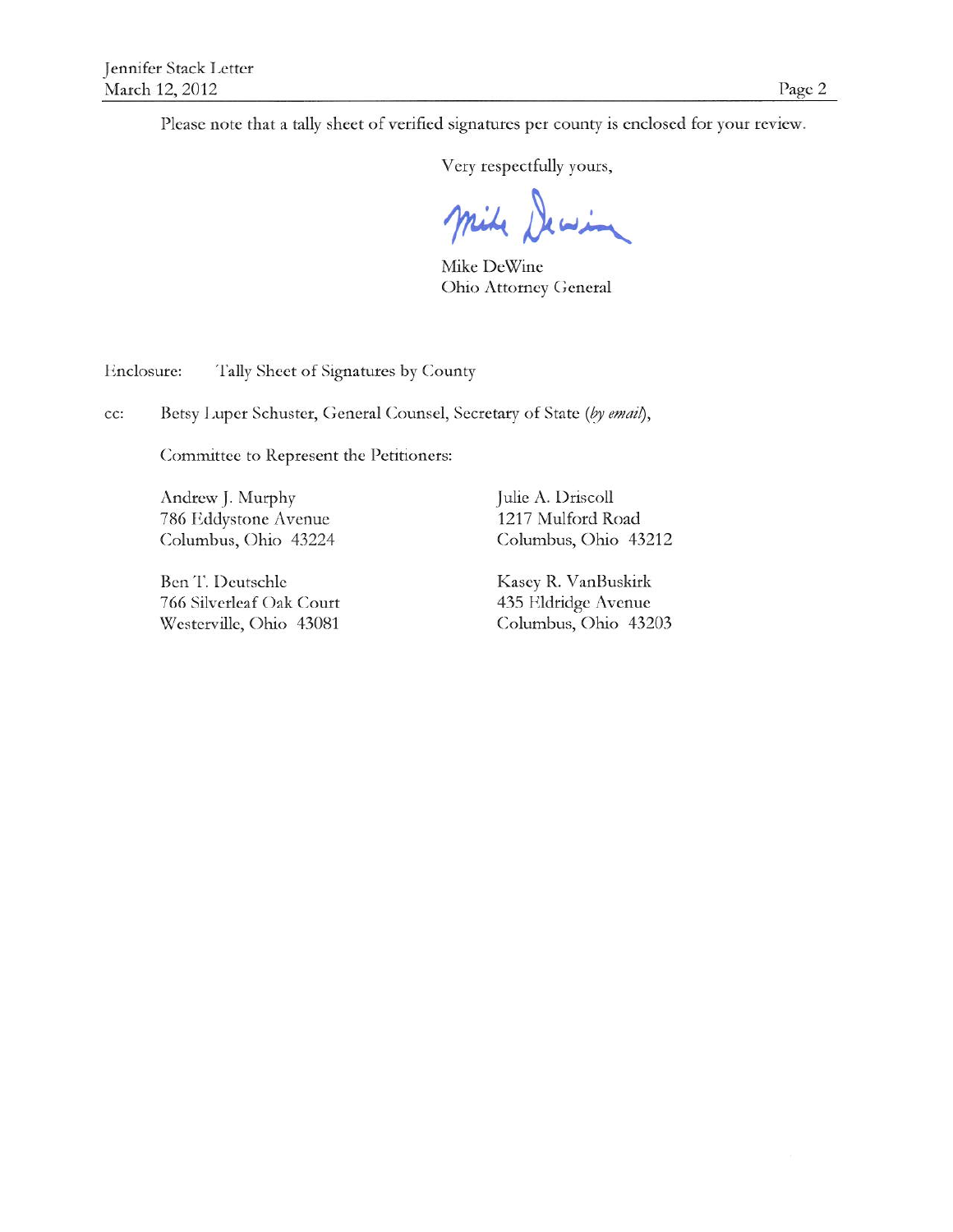Please note that a tally sheet of verified signatures per county is enclosed for your review.

Very respectfully yours,

Mike DeWine

Mike DeWine
Ohio Attorney General

Enclosure: Tally Sheet of Signatures by County

cc: Betsy Luper Schuster, General Counsel, Secretary of State (*by email*),

Committee to Represent the Petitioners:

Andrew J. Murphy
786 Eddystone Avenue
Columbus, Ohio 43224

Ben T. Deutschle
766 Silverleaf Oak Court
Westerville, Ohio 43081

Julie A. Driscoll
1217 Mulford Road
Columbus, Ohio 43212

Kasey R. VanBuskirk
435 Eldridge Avenue
Columbus, Ohio 43203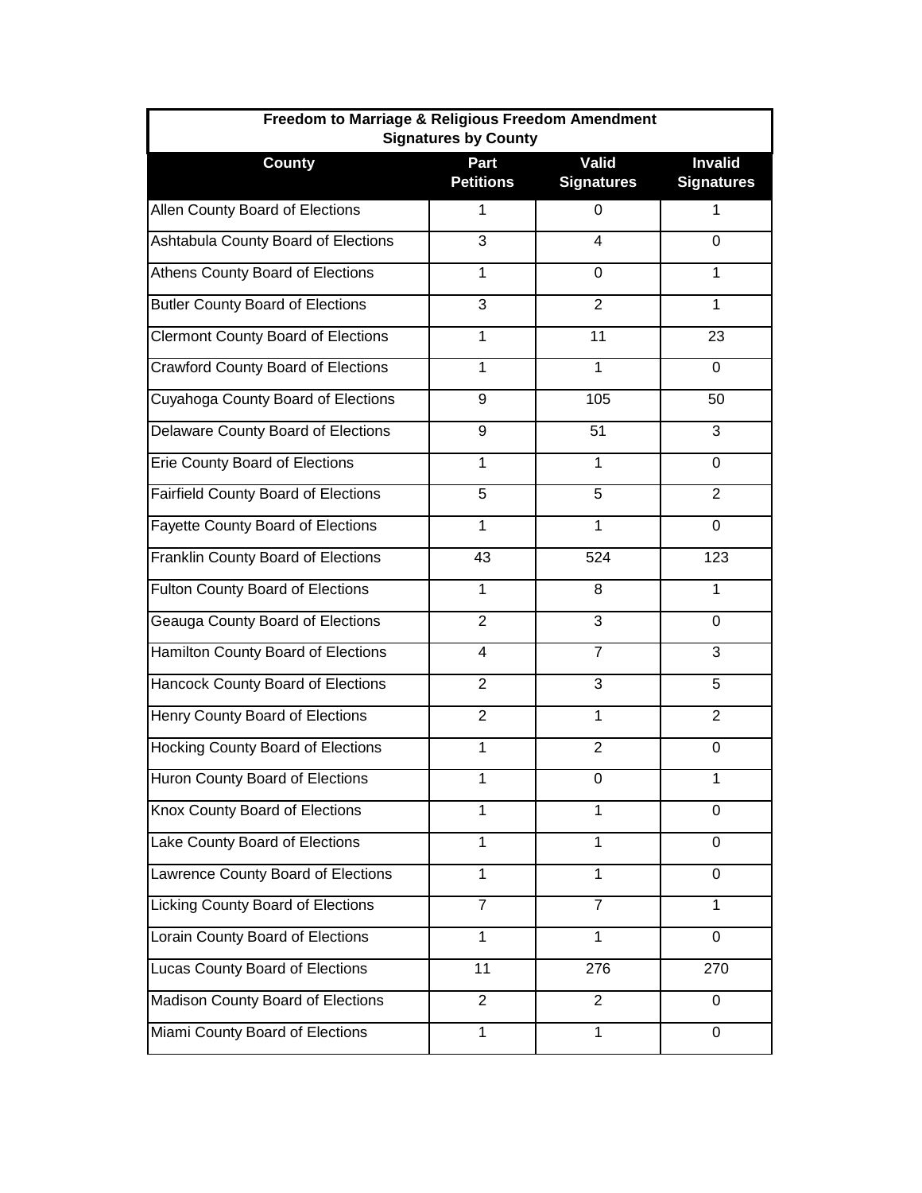| Freedom to Marriage & Religious Freedom Amendment Signatures by County | | | |
|---|---|---|---|
| **County** | **Part Petitions** | **Valid Signatures** | **Invalid Signatures** |
| Allen County Board of Elections | 1 | 0 | 1 |
| Ashtabula County Board of Elections | 3 | 4 | 0 |
| Athens County Board of Elections | 1 | 0 | 1 |
| Butler County Board of Elections | 3 | 2 | 1 |
| Clermont County Board of Elections | 1 | 11 | 23 |
| Crawford County Board of Elections | 1 | 1 | 0 |
| Cuyahoga County Board of Elections | 9 | 105 | 50 |
| Delaware County Board of Elections | 9 | 51 | 3 |
| Erie County Board of Elections | 1 | 1 | 0 |
| Fairfield County Board of Elections | 5 | 5 | 2 |
| Fayette County Board of Elections | 1 | 1 | 0 |
| Franklin County Board of Elections | 43 | 524 | 123 |
| Fulton County Board of Elections | 1 | 8 | 1 |
| Geauga County Board of Elections | 2 | 3 | 0 |
| Hamilton County Board of Elections | 4 | 7 | 3 |
| Hancock County Board of Elections | 2 | 3 | 5 |
| Henry County Board of Elections | 2 | 1 | 2 |
| Hocking County Board of Elections | 1 | 2 | 0 |
| Huron County Board of Elections | 1 | 0 | 1 |
| Knox County Board of Elections | 1 | 1 | 0 |
| Lake County Board of Elections | 1 | 1 | 0 |
| Lawrence County Board of Elections | 1 | 1 | 0 |
| Licking County Board of Elections | 7 | 7 | 1 |
| Lorain County Board of Elections | 1 | 1 | 0 |
| Lucas County Board of Elections | 11 | 276 | 270 |
| Madison County Board of Elections | 2 | 2 | 0 |
| Miami County Board of Elections | 1 | 1 | 0 |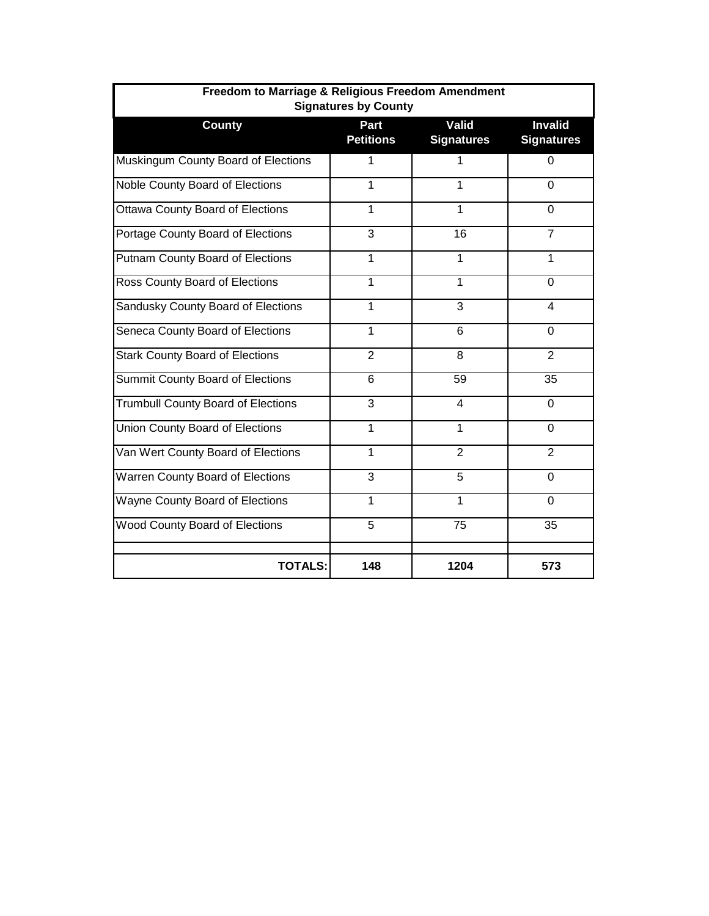| Freedom to Marriage & Religious Freedom Amendment Signatures by County | | | |
|---|---|---|---|
| **County** | **Part Petitions** | **Valid Signatures** | **Invalid Signatures** |
| Muskingum County Board of Elections | 1 | 1 | 0 |
| Noble County Board of Elections | 1 | 1 | 0 |
| Ottawa County Board of Elections | 1 | 1 | 0 |
| Portage County Board of Elections | 3 | 16 | 7 |
| Putnam County Board of Elections | 1 | 1 | 1 |
| Ross County Board of Elections | 1 | 1 | 0 |
| Sandusky County Board of Elections | 1 | 3 | 4 |
| Seneca County Board of Elections | 1 | 6 | 0 |
| Stark County Board of Elections | 2 | 8 | 2 |
| Summit County Board of Elections | 6 | 59 | 35 |
| Trumbull County Board of Elections | 3 | 4 | 0 |
| Union County Board of Elections | 1 | 1 | 0 |
| Van Wert County Board of Elections | 1 | 2 | 2 |
| Warren County Board of Elections | 3 | 5 | 0 |
| Wayne County Board of Elections | 1 | 1 | 0 |
| Wood County Board of Elections | 5 | 75 | 35 |
| | | | |
| **TOTALS:** | **148** | **1204** | **573** |